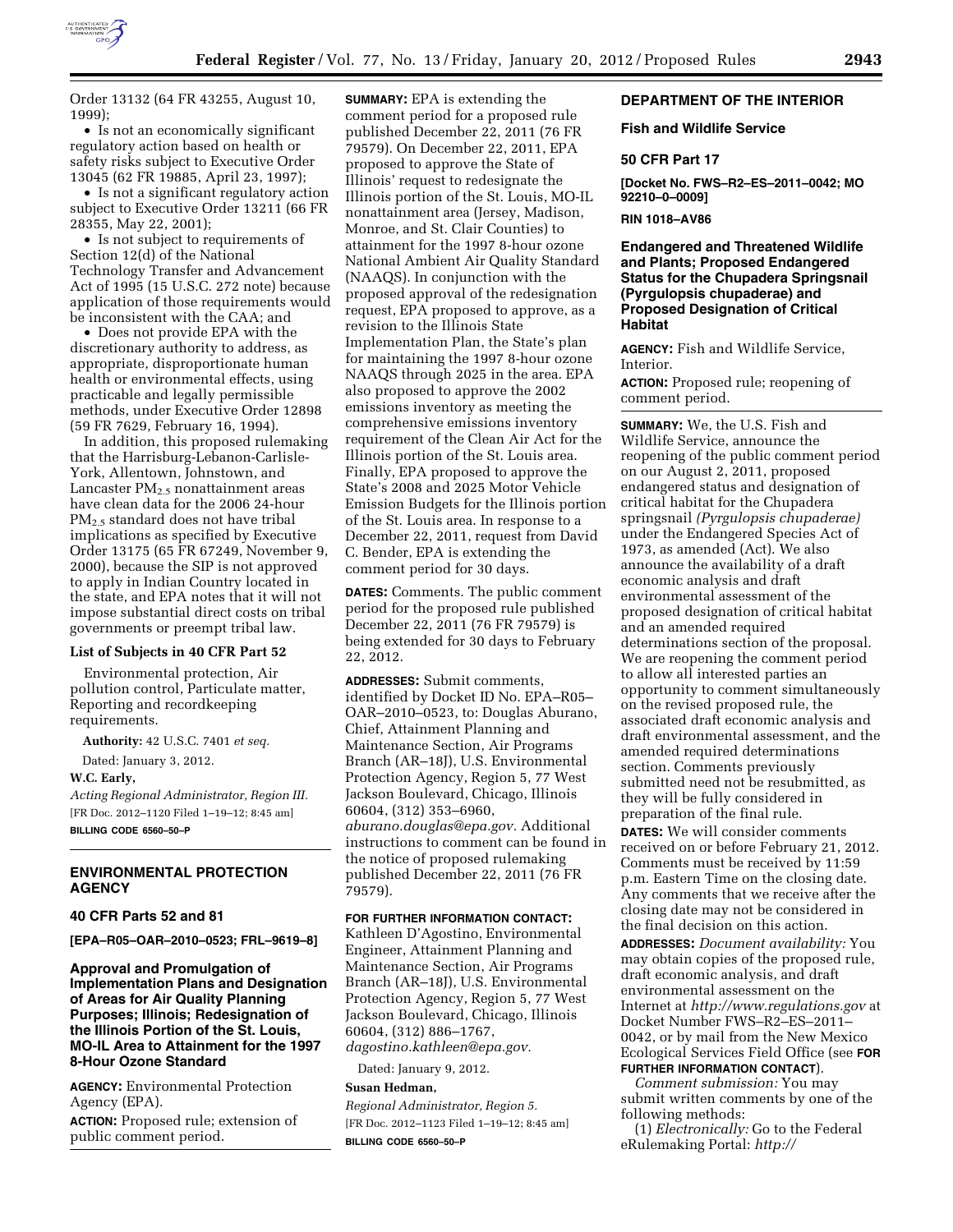Order 13132 (64 FR 43255, August 10, 1999);

- Is not an economically significant regulatory action based on health or safety risks subject to Executive Order 13045 (62 FR 19885, April 23, 1997);
- Is not a significant regulatory action subject to Executive Order 13211 (66 FR 28355, May 22, 2001);
- Is not subject to requirements of Section 12(d) of the National Technology Transfer and Advancement Act of 1995 (15 U.S.C. 272 note) because application of those requirements would be inconsistent with the CAA; and
- Does not provide EPA with the discretionary authority to address, as appropriate, disproportionate human health or environmental effects, using practicable and legally permissible methods, under Executive Order 12898 (59 FR 7629, February 16, 1994).

In addition, this proposed rulemaking that the Harrisburg-Lebanon-Carlisle-York, Allentown, Johnstown, and Lancaster $PM_{2.5}$ nonattainment areas have clean data for the 2006 24-hour $PM_{2.5}$ standard does not have tribal implications as specified by Executive Order 13175 (65 FR 67249, November 9, 2000), because the SIP is not approved to apply in Indian Country located in the state, and EPA notes that it will not impose substantial direct costs on tribal governments or preempt tribal law.

### List of Subjects in 40 CFR Part 52

Environmental protection, Air pollution control, Particulate matter, Reporting and recordkeeping requirements.

**Authority:** 42 U.S.C. 7401 *et seq.*

Dated: January 3, 2012.

**W.C. Early,**

*Acting Regional Administrator, Region III.*

[FR Doc. 2012–1120 Filed 1–19–12; 8:45 am]

**BILLING CODE 6560–50–P**

---

## ENVIRONMENTAL PROTECTION AGENCY

### 40 CFR Parts 52 and 81

**[EPA–R05–OAR–2010–0523; FRL–9619–8]**

### Approval and Promulgation of Implementation Plans and Designation of Areas for Air Quality Planning Purposes; Illinois; Redesignation of the Illinois Portion of the St. Louis, MO-IL Area to Attainment for the 1997 8-Hour Ozone Standard

**AGENCY:** Environmental Protection Agency (EPA).

**ACTION:** Proposed rule; extension of public comment period.

**SUMMARY:** EPA is extending the comment period for a proposed rule published December 22, 2011 (76 FR 79579). On December 22, 2011, EPA proposed to approve the State of Illinois' request to redesignate the Illinois portion of the St. Louis, MO-IL nonattainment area (Jersey, Madison, Monroe, and St. Clair Counties) to attainment for the 1997 8-hour ozone National Ambient Air Quality Standard (NAAQS). In conjunction with the proposed approval of the redesignation request, EPA proposed to approve, as a revision to the Illinois State Implementation Plan, the State's plan for maintaining the 1997 8-hour ozone NAAQS through 2025 in the area. EPA also proposed to approve the 2002 emissions inventory as meeting the comprehensive emissions inventory requirement of the Clean Air Act for the Illinois portion of the St. Louis area. Finally, EPA proposed to approve the State's 2008 and 2025 Motor Vehicle Emission Budgets for the Illinois portion of the St. Louis area. In response to a December 22, 2011, request from David C. Bender, EPA is extending the comment period for 30 days.

**DATES:** Comments. The public comment period for the proposed rule published December 22, 2011 (76 FR 79579) is being extended for 30 days to February 22, 2012.

**ADDRESSES:** Submit comments, identified by Docket ID No. EPA–R05–OAR–2010–0523, to: Douglas Aburano, Chief, Attainment Planning and Maintenance Section, Air Programs Branch (AR–18J), U.S. Environmental Protection Agency, Region 5, 77 West Jackson Boulevard, Chicago, Illinois 60604, (312) 353–6960, *aburano.douglas@epa.gov.* Additional instructions to comment can be found in the notice of proposed rulemaking published December 22, 2011 (76 FR 79579).

**FOR FURTHER INFORMATION CONTACT:** Kathleen D'Agostino, Environmental Engineer, Attainment Planning and Maintenance Section, Air Programs Branch (AR–18J), U.S. Environmental Protection Agency, Region 5, 77 West Jackson Boulevard, Chicago, Illinois 60604, (312) 886–1767, *dagostino.kathleen@epa.gov.*

Dated: January 9, 2012.

**Susan Hedman,**

*Regional Administrator, Region 5.*

[FR Doc. 2012–1123 Filed 1–19–12; 8:45 am]

**BILLING CODE 6560–50–P**

---

## DEPARTMENT OF THE INTERIOR

### Fish and Wildlife Service

### 50 CFR Part 17

**[Docket No. FWS–R2–ES–2011–0042; MO 92210–0–0009]**

**RIN 1018–AV86**

### Endangered and Threatened Wildlife and Plants; Proposed Endangered Status for the Chupadera Springsnail (*Pyrgulopsis chupaderae*) and Proposed Designation of Critical Habitat

**AGENCY:** Fish and Wildlife Service, Interior.

**ACTION:** Proposed rule; reopening of comment period.

**SUMMARY:** We, the U.S. Fish and Wildlife Service, announce the reopening of the public comment period on our August 2, 2011, proposed endangered status and designation of critical habitat for the Chupadera springsnail *(Pyrgulopsis chupaderae)* under the Endangered Species Act of 1973, as amended (Act). We also announce the availability of a draft economic analysis and draft environmental assessment of the proposed designation of critical habitat and an amended required determinations section of the proposal. We are reopening the comment period to allow all interested parties an opportunity to comment simultaneously on the revised proposed rule, the associated draft economic analysis and draft environmental assessment, and the amended required determinations section. Comments previously submitted need not be resubmitted, as they will be fully considered in preparation of the final rule.

**DATES:** We will consider comments received on or before February 21, 2012. Comments must be received by 11:59 p.m. Eastern Time on the closing date. Any comments that we receive after the closing date may not be considered in the final decision on this action.

**ADDRESSES:** *Document availability:* You may obtain copies of the proposed rule, draft economic analysis, and draft environmental assessment on the Internet at *http://www.regulations.gov* at Docket Number FWS–R2–ES–2011–0042, or by mail from the New Mexico Ecological Services Field Office (see **FOR FURTHER INFORMATION CONTACT**).

*Comment submission:* You may submit written comments by one of the following methods:

(1) *Electronically:* Go to the Federal eRulemaking Portal: *http://*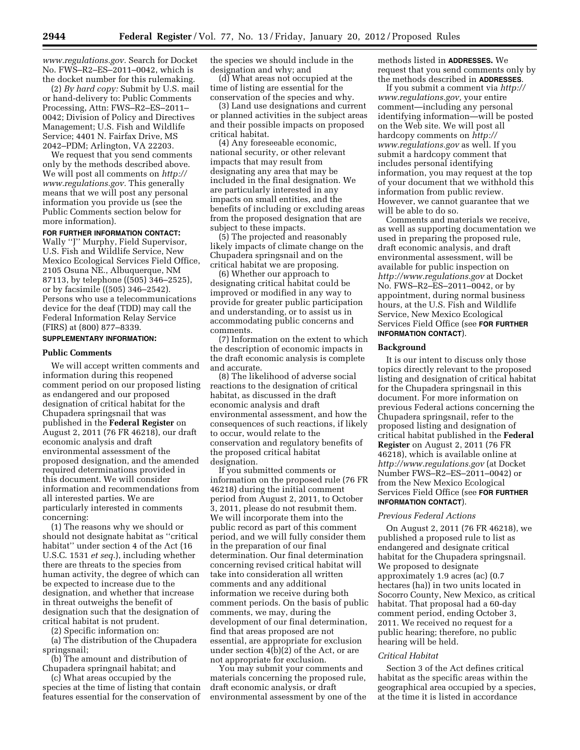*www.regulations.gov.* Search for Docket No. FWS–R2–ES–2011–0042, which is the docket number for this rulemaking.

(2) *By hard copy:* Submit by U.S. mail or hand-delivery to: Public Comments Processing, Attn: FWS–R2–ES–2011–0042; Division of Policy and Directives Management; U.S. Fish and Wildlife Service; 4401 N. Fairfax Drive, MS 2042–PDM; Arlington, VA 22203.

We request that you send comments only by the methods described above. We will post all comments on *http://www.regulations.gov.* This generally means that we will post any personal information you provide us (see the Public Comments section below for more information).

**FOR FURTHER INFORMATION CONTACT:** Wally ''J'' Murphy, Field Supervisor, U.S. Fish and Wildlife Service, New Mexico Ecological Services Field Office, 2105 Osuna NE., Albuquerque, NM 87113, by telephone ((505) 346–2525), or by facsimile ((505) 346–2542). Persons who use a telecommunications device for the deaf (TDD) may call the Federal Information Relay Service (FIRS) at (800) 877–8339.

**SUPPLEMENTARY INFORMATION:**

## Public Comments

We will accept written comments and information during this reopened comment period on our proposed listing as endangered and our proposed designation of critical habitat for the Chupadera springsnail that was published in the **Federal Register** on August 2, 2011 (76 FR 46218), our draft economic analysis and draft environmental assessment of the proposed designation, and the amended required determinations provided in this document. We will consider information and recommendations from all interested parties. We are particularly interested in comments concerning:

(1) The reasons why we should or should not designate habitat as ''critical habitat'' under section 4 of the Act (16 U.S.C. 1531 *et seq.*), including whether there are threats to the species from human activity, the degree of which can be expected to increase due to the designation, and whether that increase in threat outweighs the benefit of designation such that the designation of critical habitat is not prudent.

(2) Specific information on:

(a) The distribution of the Chupadera springsnail;

(b) The amount and distribution of Chupadera springnail habitat; and

(c) What areas occupied by the species at the time of listing that contain features essential for the conservation of the species we should include in the designation and why; and

(d) What areas not occupied at the time of listing are essential for the conservation of the species and why.

(3) Land use designations and current or planned activities in the subject areas and their possible impacts on proposed critical habitat.

(4) Any foreseeable economic, national security, or other relevant impacts that may result from designating any area that may be included in the final designation. We are particularly interested in any impacts on small entities, and the benefits of including or excluding areas from the proposed designation that are subject to these impacts.

(5) The projected and reasonably likely impacts of climate change on the Chupadera springsnail and on the critical habitat we are proposing.

(6) Whether our approach to designating critical habitat could be improved or modified in any way to provide for greater public participation and understanding, or to assist us in accommodating public concerns and comments.

(7) Information on the extent to which the description of economic impacts in the draft economic analysis is complete and accurate.

(8) The likelihood of adverse social reactions to the designation of critical habitat, as discussed in the draft economic analysis and draft environmental assessment, and how the consequences of such reactions, if likely to occur, would relate to the conservation and regulatory benefits of the proposed critical habitat designation.

If you submitted comments or information on the proposed rule (76 FR 46218) during the initial comment period from August 2, 2011, to October 3, 2011, please do not resubmit them. We will incorporate them into the public record as part of this comment period, and we will fully consider them in the preparation of our final determination. Our final determination concerning revised critical habitat will take into consideration all written comments and any additional information we receive during both comment periods. On the basis of public comments, we may, during the development of our final determination, find that areas proposed are not essential, are appropriate for exclusion under section 4(b)(2) of the Act, or are not appropriate for exclusion.

You may submit your comments and materials concerning the proposed rule, draft economic analysis, or draft environmental assessment by one of the methods listed in **ADDRESSES.** We request that you send comments only by the methods described in **ADDRESSES**.

If you submit a comment via *http://www.regulations.gov,* your entire comment—including any personal identifying information—will be posted on the Web site. We will post all hardcopy comments on *http://www.regulations.gov* as well. If you submit a hardcopy comment that includes personal identifying information, you may request at the top of your document that we withhold this information from public review. However, we cannot guarantee that we will be able to do so.

Comments and materials we receive, as well as supporting documentation we used in preparing the proposed rule, draft economic analysis, and draft environmental assessment, will be available for public inspection on *http://www.regulations.gov* at Docket No. FWS–R2–ES–2011–0042, or by appointment, during normal business hours, at the U.S. Fish and Wildlife Service, New Mexico Ecological Services Field Office (see **FOR FURTHER INFORMATION CONTACT**).

## Background

It is our intent to discuss only those topics directly relevant to the proposed listing and designation of critical habitat for the Chupadera springsnail in this document. For more information on previous Federal actions concerning the Chupadera springsnail, refer to the proposed listing and designation of critical habitat published in the **Federal Register** on August 2, 2011 (76 FR 46218), which is available online at *http://www.regulations.gov* (at Docket Number FWS–R2–ES–2011–0042) or from the New Mexico Ecological Services Field Office (see **FOR FURTHER INFORMATION CONTACT**).

### *Previous Federal Actions*

On August 2, 2011 (76 FR 46218), we published a proposed rule to list as endangered and designate critical habitat for the Chupadera springsnail. We proposed to designate approximately 1.9 acres (ac) (0.7 hectares (ha)) in two units located in Socorro County, New Mexico, as critical habitat. That proposal had a 60-day comment period, ending October 3, 2011. We received no request for a public hearing; therefore, no public hearing will be held.

### *Critical Habitat*

Section 3 of the Act defines critical habitat as the specific areas within the geographical area occupied by a species, at the time it is listed in accordance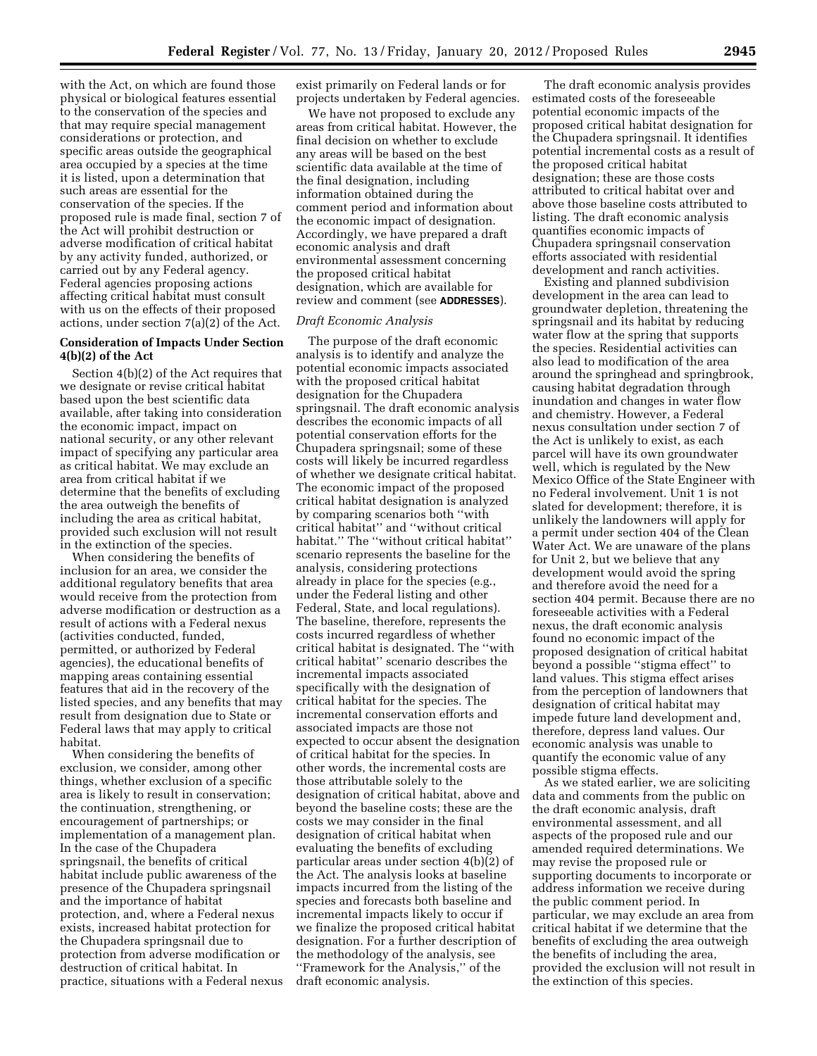with the Act, on which are found those physical or biological features essential to the conservation of the species and that may require special management considerations or protection, and specific areas outside the geographical area occupied by a species at the time it is listed, upon a determination that such areas are essential for the conservation of the species. If the proposed rule is made final, section 7 of the Act will prohibit destruction or adverse modification of critical habitat by any activity funded, authorized, or carried out by any Federal agency. Federal agencies proposing actions affecting critical habitat must consult with us on the effects of their proposed actions, under section 7(a)(2) of the Act.

## Consideration of Impacts Under Section 4(b)(2) of the Act

Section 4(b)(2) of the Act requires that we designate or revise critical habitat based upon the best scientific data available, after taking into consideration the economic impact, impact on national security, or any other relevant impact of specifying any particular area as critical habitat. We may exclude an area from critical habitat if we determine that the benefits of excluding the area outweigh the benefits of including the area as critical habitat, provided such exclusion will not result in the extinction of the species.

When considering the benefits of inclusion for an area, we consider the additional regulatory benefits that area would receive from the protection from adverse modification or destruction as a result of actions with a Federal nexus (activities conducted, funded, permitted, or authorized by Federal agencies), the educational benefits of mapping areas containing essential features that aid in the recovery of the listed species, and any benefits that may result from designation due to State or Federal laws that may apply to critical habitat.

When considering the benefits of exclusion, we consider, among other things, whether exclusion of a specific area is likely to result in conservation; the continuation, strengthening, or encouragement of partnerships; or implementation of a management plan. In the case of the Chupadera springsnail, the benefits of critical habitat include public awareness of the presence of the Chupadera springsnail and the importance of habitat protection, and, where a Federal nexus exists, increased habitat protection for the Chupadera springsnail due to protection from adverse modification or destruction of critical habitat. In practice, situations with a Federal nexus exist primarily on Federal lands or for projects undertaken by Federal agencies.

We have not proposed to exclude any areas from critical habitat. However, the final decision on whether to exclude any areas will be based on the best scientific data available at the time of the final designation, including information obtained during the comment period and information about the economic impact of designation. Accordingly, we have prepared a draft economic analysis and draft environmental assessment concerning the proposed critical habitat designation, which are available for review and comment (see **ADDRESSES**).

### *Draft Economic Analysis*

The purpose of the draft economic analysis is to identify and analyze the potential economic impacts associated with the proposed critical habitat designation for the Chupadera springsnail. The draft economic analysis describes the economic impacts of all potential conservation efforts for the Chupadera springsnail; some of these costs will likely be incurred regardless of whether we designate critical habitat. The economic impact of the proposed critical habitat designation is analyzed by comparing scenarios both "with critical habitat" and "without critical habitat." The "without critical habitat" scenario represents the baseline for the analysis, considering protections already in place for the species (e.g., under the Federal listing and other Federal, State, and local regulations). The baseline, therefore, represents the costs incurred regardless of whether critical habitat is designated. The "with critical habitat" scenario describes the incremental impacts associated specifically with the designation of critical habitat for the species. The incremental conservation efforts and associated impacts are those not expected to occur absent the designation of critical habitat for the species. In other words, the incremental costs are those attributable solely to the designation of critical habitat, above and beyond the baseline costs; these are the costs we may consider in the final designation of critical habitat when evaluating the benefits of excluding particular areas under section 4(b)(2) of the Act. The analysis looks at baseline impacts incurred from the listing of the species and forecasts both baseline and incremental impacts likely to occur if we finalize the proposed critical habitat designation. For a further description of the methodology of the analysis, see "Framework for the Analysis," of the draft economic analysis.

The draft economic analysis provides estimated costs of the foreseeable potential economic impacts of the proposed critical habitat designation for the Chupadera springsnail. It identifies potential incremental costs as a result of the proposed critical habitat designation; these are those costs attributed to critical habitat over and above those baseline costs attributed to listing. The draft economic analysis quantifies economic impacts of Chupadera springsnail conservation efforts associated with residential development and ranch activities.

Existing and planned subdivision development in the area can lead to groundwater depletion, threatening the springsnail and its habitat by reducing water flow at the spring that supports the species. Residential activities can also lead to modification of the area around the springhead and springbrook, causing habitat degradation through inundation and changes in water flow and chemistry. However, a Federal nexus consultation under section 7 of the Act is unlikely to exist, as each parcel will have its own groundwater well, which is regulated by the New Mexico Office of the State Engineer with no Federal involvement. Unit 1 is not slated for development; therefore, it is unlikely the landowners will apply for a permit under section 404 of the Clean Water Act. We are unaware of the plans for Unit 2, but we believe that any development would avoid the spring and therefore avoid the need for a section 404 permit. Because there are no foreseeable activities with a Federal nexus, the draft economic analysis found no economic impact of the proposed designation of critical habitat beyond a possible "stigma effect" to land values. This stigma effect arises from the perception of landowners that designation of critical habitat may impede future land development and, therefore, depress land values. Our economic analysis was unable to quantify the economic value of any possible stigma effects.

As we stated earlier, we are soliciting data and comments from the public on the draft economic analysis, draft environmental assessment, and all aspects of the proposed rule and our amended required determinations. We may revise the proposed rule or supporting documents to incorporate or address information we receive during the public comment period. In particular, we may exclude an area from critical habitat if we determine that the benefits of excluding the area outweigh the benefits of including the area, provided the exclusion will not result in the extinction of this species.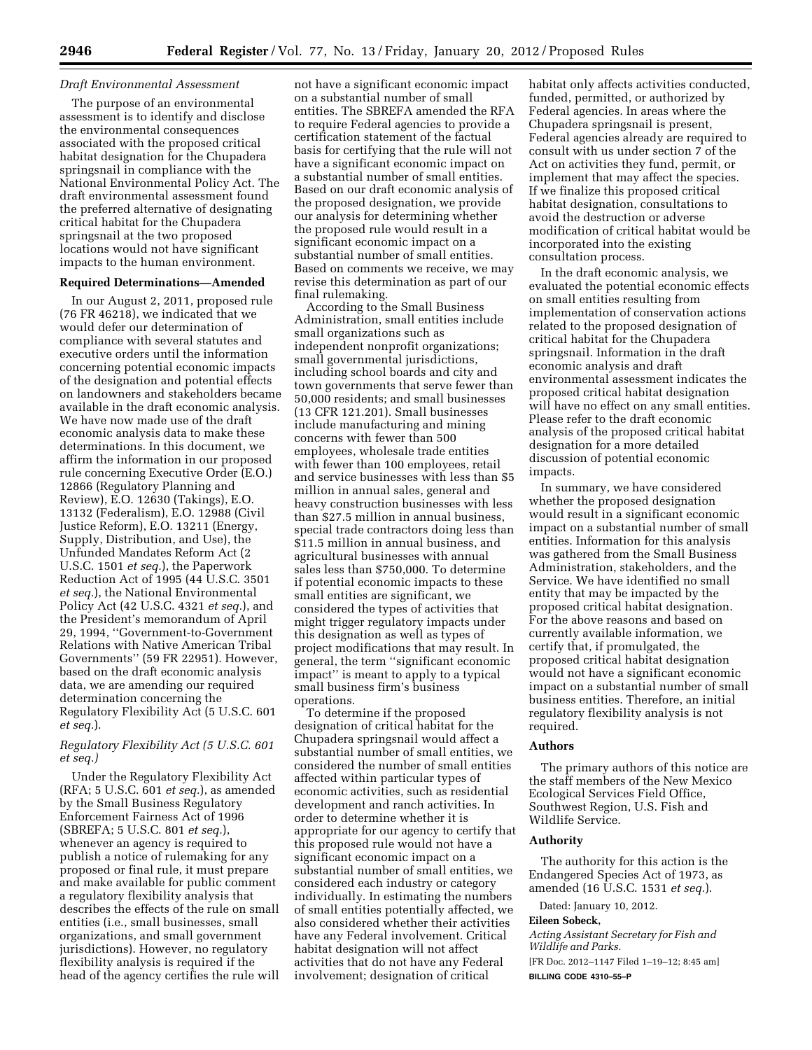*Draft Environmental Assessment*

The purpose of an environmental assessment is to identify and disclose the environmental consequences associated with the proposed critical habitat designation for the Chupadera springsnail in compliance with the National Environmental Policy Act. The draft environmental assessment found the preferred alternative of designating critical habitat for the Chupadera springsnail at the two proposed locations would not have significant impacts to the human environment.

**Required Determinations—Amended**

In our August 2, 2011, proposed rule (76 FR 46218), we indicated that we would defer our determination of compliance with several statutes and executive orders until the information concerning potential economic impacts of the designation and potential effects on landowners and stakeholders became available in the draft economic analysis. We have now made use of the draft economic analysis data to make these determinations. In this document, we affirm the information in our proposed rule concerning Executive Order (E.O.) 12866 (Regulatory Planning and Review), E.O. 12630 (Takings), E.O. 13132 (Federalism), E.O. 12988 (Civil Justice Reform), E.O. 13211 (Energy, Supply, Distribution, and Use), the Unfunded Mandates Reform Act (2 U.S.C. 1501 *et seq.*), the Paperwork Reduction Act of 1995 (44 U.S.C. 3501 *et seq.*), the National Environmental Policy Act (42 U.S.C. 4321 *et seq.*), and the President's memorandum of April 29, 1994, "Government-to-Government Relations with Native American Tribal Governments" (59 FR 22951). However, based on the draft economic analysis data, we are amending our required determination concerning the Regulatory Flexibility Act (5 U.S.C. 601 *et seq.*).

*Regulatory Flexibility Act (5 U.S.C. 601 et seq.)*

Under the Regulatory Flexibility Act (RFA; 5 U.S.C. 601 *et seq.*), as amended by the Small Business Regulatory Enforcement Fairness Act of 1996 (SBREFA; 5 U.S.C. 801 *et seq.*), whenever an agency is required to publish a notice of rulemaking for any proposed or final rule, it must prepare and make available for public comment a regulatory flexibility analysis that describes the effects of the rule on small entities (i.e., small businesses, small organizations, and small government jurisdictions). However, no regulatory flexibility analysis is required if the head of the agency certifies the rule will not have a significant economic impact on a substantial number of small entities. The SBREFA amended the RFA to require Federal agencies to provide a certification statement of the factual basis for certifying that the rule will not have a significant economic impact on a substantial number of small entities. Based on our draft economic analysis of the proposed designation, we provide our analysis for determining whether the proposed rule would result in a significant economic impact on a substantial number of small entities. Based on comments we receive, we may revise this determination as part of our final rulemaking.

According to the Small Business Administration, small entities include small organizations such as independent nonprofit organizations; small governmental jurisdictions, including school boards and city and town governments that serve fewer than 50,000 residents; and small businesses (13 CFR 121.201). Small businesses include manufacturing and mining concerns with fewer than 500 employees, wholesale trade entities with fewer than 100 employees, retail and service businesses with less than $5 million in annual sales, general and heavy construction businesses with less than $27.5 million in annual business, special trade contractors doing less than $11.5 million in annual business, and agricultural businesses with annual sales less than $750,000. To determine if potential economic impacts to these small entities are significant, we considered the types of activities that might trigger regulatory impacts under this designation as well as types of project modifications that may result. In general, the term "significant economic impact" is meant to apply to a typical small business firm's business operations.

To determine if the proposed designation of critical habitat for the Chupadera springsnail would affect a substantial number of small entities, we considered the number of small entities affected within particular types of economic activities, such as residential development and ranch activities. In order to determine whether it is appropriate for our agency to certify that this proposed rule would not have a significant economic impact on a substantial number of small entities, we considered each industry or category individually. In estimating the numbers of small entities potentially affected, we also considered whether their activities have any Federal involvement. Critical habitat designation will not affect activities that do not have any Federal involvement; designation of critical habitat only affects activities conducted, funded, permitted, or authorized by Federal agencies. In areas where the Chupadera springsnail is present, Federal agencies already are required to consult with us under section 7 of the Act on activities they fund, permit, or implement that may affect the species. If we finalize this proposed critical habitat designation, consultations to avoid the destruction or adverse modification of critical habitat would be incorporated into the existing consultation process.

In the draft economic analysis, we evaluated the potential economic effects on small entities resulting from implementation of conservation actions related to the proposed designation of critical habitat for the Chupadera springsnail. Information in the draft economic analysis and draft environmental assessment indicates the proposed critical habitat designation will have no effect on any small entities. Please refer to the draft economic analysis of the proposed critical habitat designation for a more detailed discussion of potential economic impacts.

In summary, we have considered whether the proposed designation would result in a significant economic impact on a substantial number of small entities. Information for this analysis was gathered from the Small Business Administration, stakeholders, and the Service. We have identified no small entity that may be impacted by the proposed critical habitat designation. For the above reasons and based on currently available information, we certify that, if promulgated, the proposed critical habitat designation would not have a significant economic impact on a substantial number of small business entities. Therefore, an initial regulatory flexibility analysis is not required.

**Authors**

The primary authors of this notice are the staff members of the New Mexico Ecological Services Field Office, Southwest Region, U.S. Fish and Wildlife Service.

**Authority**

The authority for this action is the Endangered Species Act of 1973, as amended (16 U.S.C. 1531 *et seq.*).

Dated: January 10, 2012.

**Eileen Sobeck,**

*Acting Assistant Secretary for Fish and Wildlife and Parks.*

[FR Doc. 2012–1147 Filed 1–19–12; 8:45 am]

**BILLING CODE 4310–55–P**